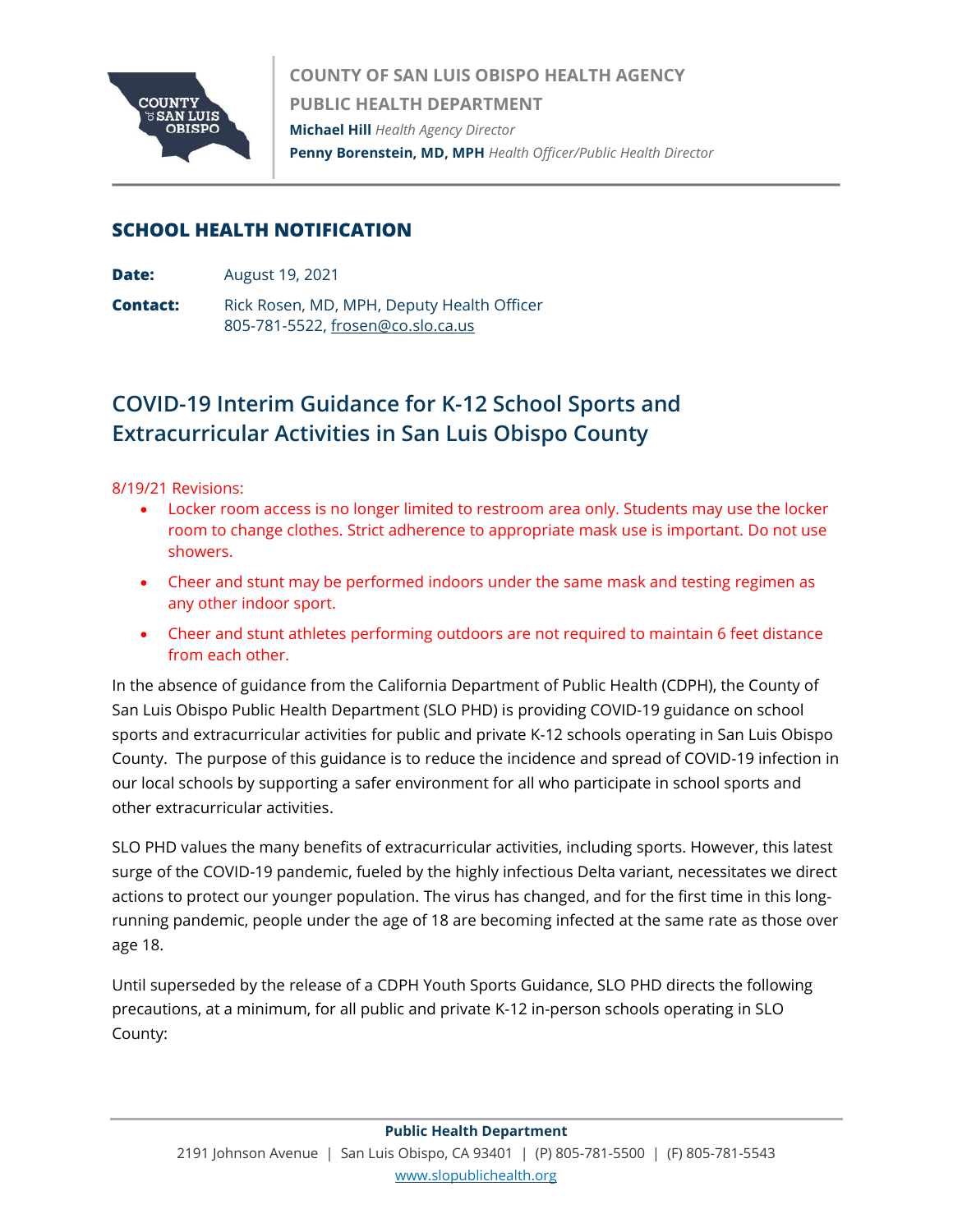**COUNTY OF SAN LUIS OBISPO HEALTH AGENCY**

**PUBLIC HEALTH DEPARTMENT**

**Michael Hill** *Health Agency Director*

**Penny Borenstein, MD, MPH** *Health Officer/Public Health Director*

## SCHOOL HEALTH NOTIFICATION

**Date:** August 19, 2021

**Contact:** Rick Rosen, MD, MPH, Deputy Health Officer
805-781-5522, frosen@co.slo.ca.us

# COVID-19 Interim Guidance for K-12 School Sports and Extracurricular Activities in San Luis Obispo County

8/19/21 Revisions:

- Locker room access is no longer limited to restroom area only. Students may use the locker room to change clothes. Strict adherence to appropriate mask use is important. Do not use showers.
- Cheer and stunt may be performed indoors under the same mask and testing regimen as any other indoor sport.
- Cheer and stunt athletes performing outdoors are not required to maintain 6 feet distance from each other.

In the absence of guidance from the California Department of Public Health (CDPH), the County of San Luis Obispo Public Health Department (SLO PHD) is providing COVID-19 guidance on school sports and extracurricular activities for public and private K-12 schools operating in San Luis Obispo County. The purpose of this guidance is to reduce the incidence and spread of COVID-19 infection in our local schools by supporting a safer environment for all who participate in school sports and other extracurricular activities.

SLO PHD values the many benefits of extracurricular activities, including sports. However, this latest surge of the COVID-19 pandemic, fueled by the highly infectious Delta variant, necessitates we direct actions to protect our younger population. The virus has changed, and for the first time in this long-running pandemic, people under the age of 18 are becoming infected at the same rate as those over age 18.

Until superseded by the release of a CDPH Youth Sports Guidance, SLO PHD directs the following precautions, at a minimum, for all public and private K-12 in-person schools operating in SLO County: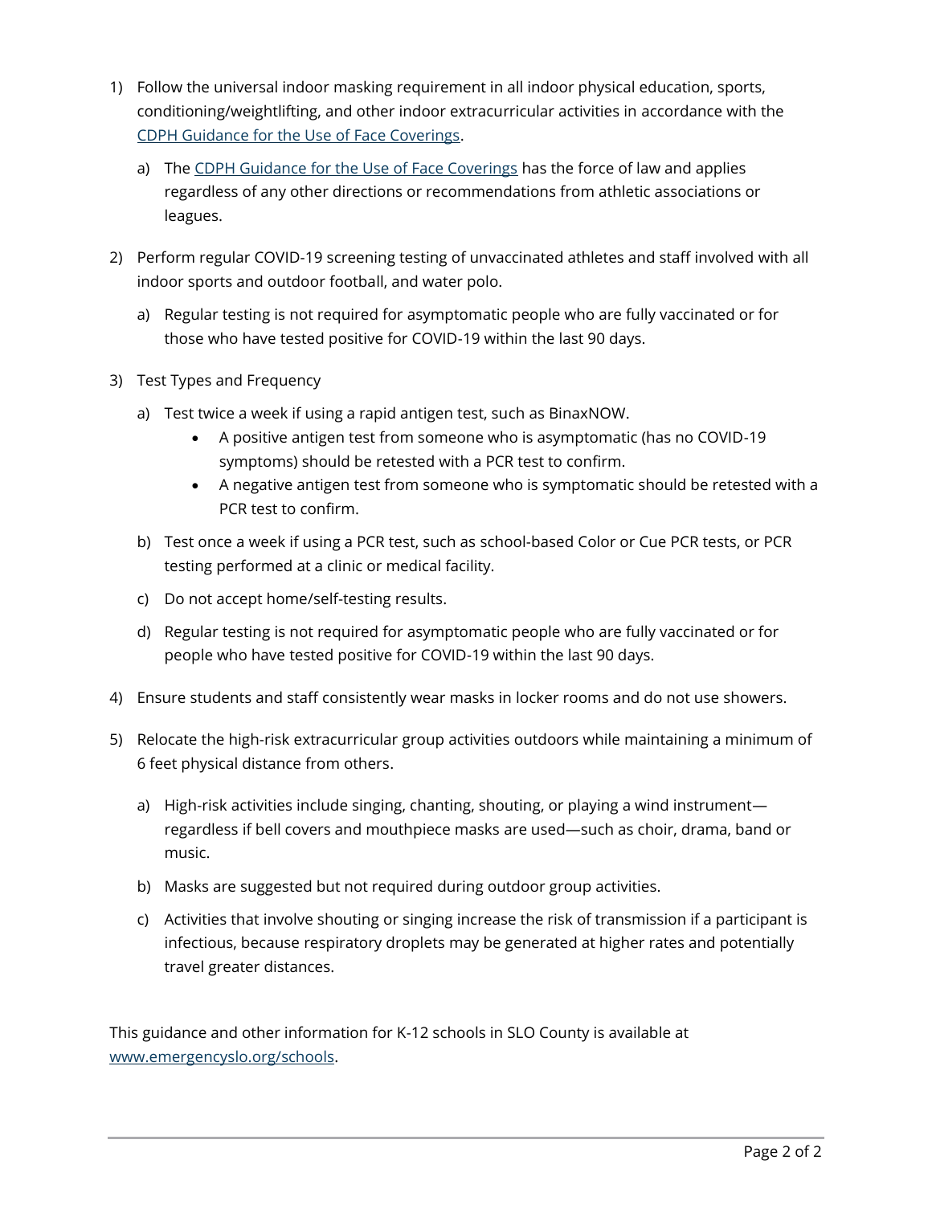1) Follow the universal indoor masking requirement in all indoor physical education, sports, conditioning/weightlifting, and other indoor extracurricular activities in accordance with the [CDPH Guidance for the Use of Face Coverings](#).

   a) The [CDPH Guidance for the Use of Face Coverings](#) has the force of law and applies regardless of any other directions or recommendations from athletic associations or leagues.

2) Perform regular COVID-19 screening testing of unvaccinated athletes and staff involved with all indoor sports and outdoor football, and water polo.

   a) Regular testing is not required for asymptomatic people who are fully vaccinated or for those who have tested positive for COVID-19 within the last 90 days.

3) Test Types and Frequency

   a) Test twice a week if using a rapid antigen test, such as BinaxNOW.
      - A positive antigen test from someone who is asymptomatic (has no COVID-19 symptoms) should be retested with a PCR test to confirm.
      - A negative antigen test from someone who is symptomatic should be retested with a PCR test to confirm.

   b) Test once a week if using a PCR test, such as school-based Color or Cue PCR tests, or PCR testing performed at a clinic or medical facility.

   c) Do not accept home/self-testing results.

   d) Regular testing is not required for asymptomatic people who are fully vaccinated or for people who have tested positive for COVID-19 within the last 90 days.

4) Ensure students and staff consistently wear masks in locker rooms and do not use showers.

5) Relocate the high-risk extracurricular group activities outdoors while maintaining a minimum of 6 feet physical distance from others.

   a) High-risk activities include singing, chanting, shouting, or playing a wind instrument—regardless if bell covers and mouthpiece masks are used—such as choir, drama, band or music.

   b) Masks are suggested but not required during outdoor group activities.

   c) Activities that involve shouting or singing increase the risk of transmission if a participant is infectious, because respiratory droplets may be generated at higher rates and potentially travel greater distances.

This guidance and other information for K-12 schools in SLO County is available at [www.emergencyslo.org/schools](http://www.emergencyslo.org/schools).